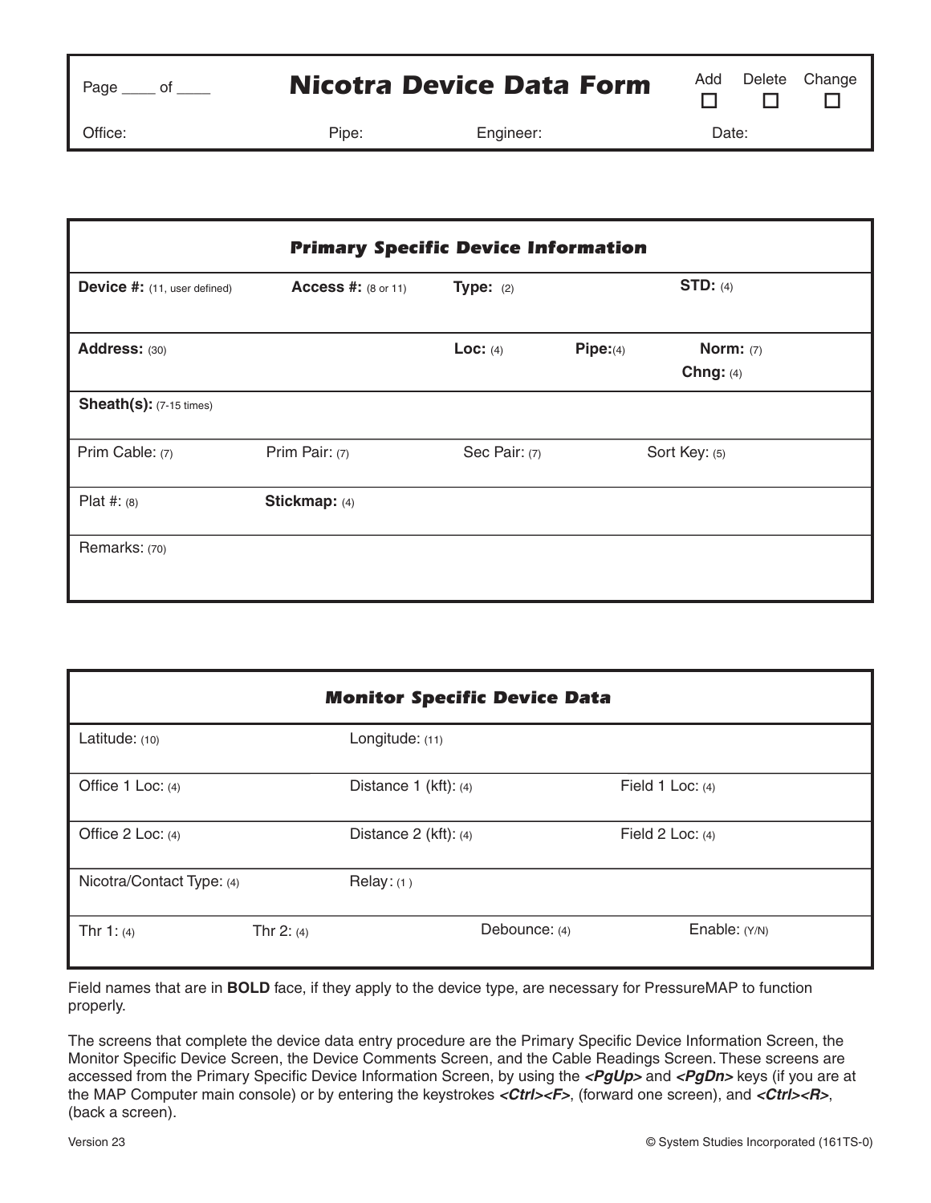| Page \_\_\_\_ of \_\_\_\_ | **Nicotra Device Data Form** | | Add ☐ Delete ☐ Change ☐ |
|---|---|---|---|
| Office: | Pipe: | Engineer: | Date: |

| **Primary Specific Device Information** | | | | |
|---|---|---|---|---|
| **Device #:** (11, user defined) | **Access #:** (8 or 11) | **Type:** (2) | | **STD:** (4) |
| **Address:** (30) | | **Loc:** (4) | **Pipe:**(4) | **Norm:** (7) **Chng:** (4) |
| **Sheath(s):** (7-15 times) | | | | |
| Prim Cable: (7) | Prim Pair: (7) | Sec Pair: (7) | | Sort Key: (5) |
| Plat #: (8) | **Stickmap:** (4) | | | |
| Remarks: (70) | | | | |

| **Monitor Specific Device Data** | | | |
|---|---|---|---|
| Latitude: (10) | | Longitude: (11) | |
| Office 1 Loc: (4) | | Distance 1 (kft): (4) | Field 1 Loc: (4) |
| Office 2 Loc: (4) | | Distance 2 (kft): (4) | Field 2 Loc: (4) |
| Nicotra/Contact Type: (4) | | Relay: (1) | |
| Thr 1: (4) | Thr 2: (4) | Debounce: (4) | Enable: (Y/N) |

Field names that are in **BOLD** face, if they apply to the device type, are necessary for PressureMAP to function properly.

The screens that complete the device data entry procedure are the Primary Specific Device Information Screen, the Monitor Specific Device Screen, the Device Comments Screen, and the Cable Readings Screen. These screens are accessed from the Primary Specific Device Information Screen, by using the ***<PgUp>*** and ***<PgDn>*** keys (if you are at the MAP Computer main console) or by entering the keystrokes ***<Ctrl><F>***, (forward one screen), and ***<Ctrl><R>***, (back a screen).

Version 23

© System Studies Incorporated (161TS-0)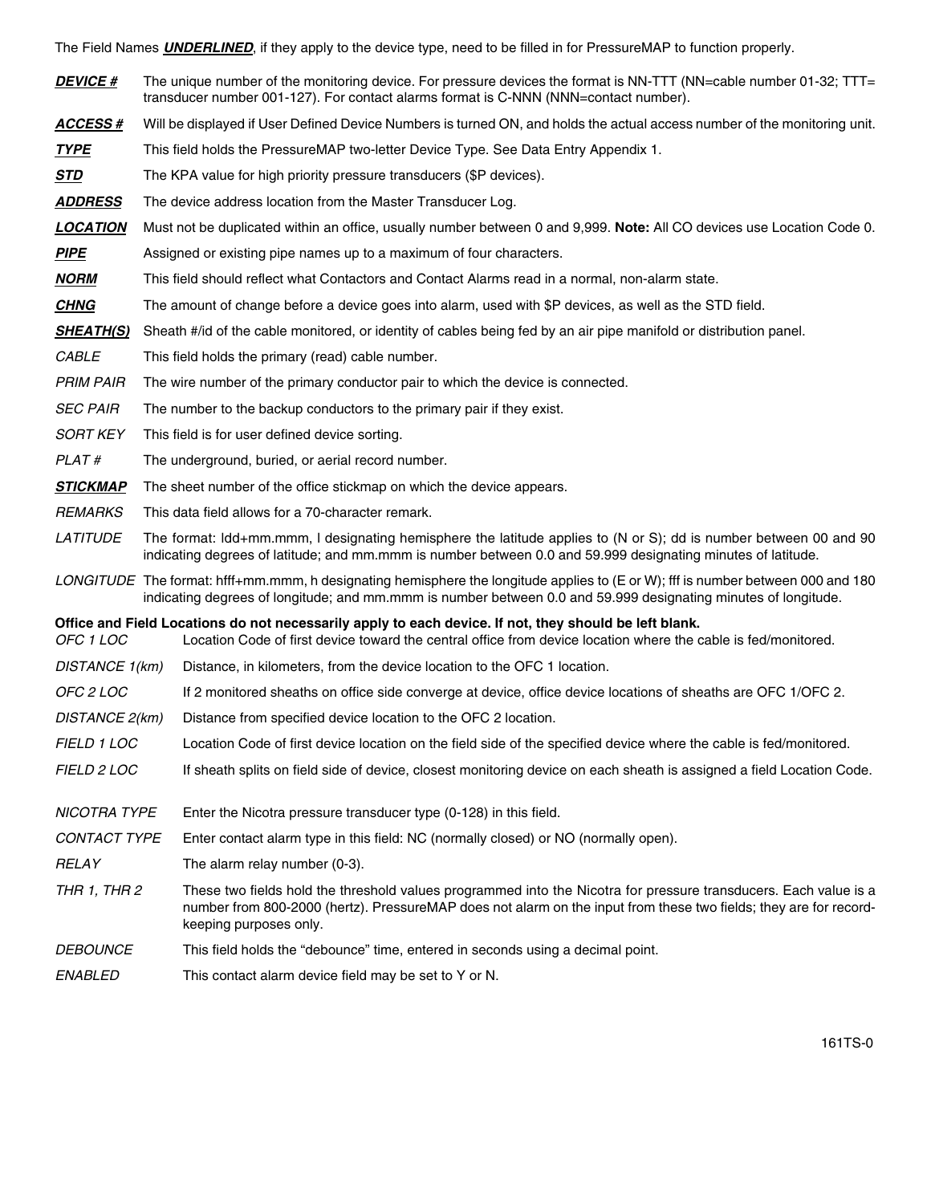The Field Names ***UNDERLINED***, if they apply to the device type, need to be filled in for PressureMAP to function properly.

| | |
|---|---|
| ***DEVICE #*** | The unique number of the monitoring device. For pressure devices the format is NN-TTT (NN=cable number 01-32; TTT= transducer number 001-127). For contact alarms format is C-NNN (NNN=contact number). |
| ***ACCESS #*** | Will be displayed if User Defined Device Numbers is turned ON, and holds the actual access number of the monitoring unit. |
| ***TYPE*** | This field holds the PressureMAP two-letter Device Type. See Data Entry Appendix 1. |
| ***STD*** | The KPA value for high priority pressure transducers ($P devices). |
| ***ADDRESS*** | The device address location from the Master Transducer Log. |
| ***LOCATION*** | Must not be duplicated within an office, usually number between 0 and 9,999. **Note:** All CO devices use Location Code 0. |
| ***PIPE*** | Assigned or existing pipe names up to a maximum of four characters. |
| ***NORM*** | This field should reflect what Contactors and Contact Alarms read in a normal, non-alarm state. |
| ***CHNG*** | The amount of change before a device goes into alarm, used with $P devices, as well as the STD field. |
| ***SHEATH(S)*** | Sheath #/id of the cable monitored, or identity of cables being fed by an air pipe manifold or distribution panel. |
| *CABLE* | This field holds the primary (read) cable number. |
| *PRIM PAIR* | The wire number of the primary conductor pair to which the device is connected. |
| *SEC PAIR* | The number to the backup conductors to the primary pair if they exist. |
| *SORT KEY* | This field is for user defined device sorting. |
| *PLAT #* | The underground, buried, or aerial record number. |
| ***STICKMAP*** | The sheet number of the office stickmap on which the device appears. |
| *REMARKS* | This data field allows for a 70-character remark. |
| *LATITUDE* | The format: ldd+mm.mmm, l designating hemisphere the latitude applies to (N or S); dd is number between 00 and 90 indicating degrees of latitude; and mm.mmm is number between 0.0 and 59.999 designating minutes of latitude. |
| *LONGITUDE* | The format: hfff+mm.mmm, h designating hemisphere the longitude applies to (E or W); fff is number between 000 and 180 indicating degrees of longitude; and mm.mmm is number between 0.0 and 59.999 designating minutes of longitude. |

**Office and Field Locations do not necessarily apply to each device. If not, they should be left blank.**

| | |
|---|---|
| *OFC 1 LOC* | Location Code of first device toward the central office from device location where the cable is fed/monitored. |
| *DISTANCE 1(km)* | Distance, in kilometers, from the device location to the OFC 1 location. |
| *OFC 2 LOC* | If 2 monitored sheaths on office side converge at device, office device locations of sheaths are OFC 1/OFC 2. |
| *DISTANCE 2(km)* | Distance from specified device location to the OFC 2 location. |
| *FIELD 1 LOC* | Location Code of first device location on the field side of the specified device where the cable is fed/monitored. |
| *FIELD 2 LOC* | If sheath splits on field side of device, closest monitoring device on each sheath is assigned a field Location Code. |
| *NICOTRA TYPE* | Enter the Nicotra pressure transducer type (0-128) in this field. |
| *CONTACT TYPE* | Enter contact alarm type in this field: NC (normally closed) or NO (normally open). |
| *RELAY* | The alarm relay number (0-3). |
| *THR 1, THR 2* | These two fields hold the threshold values programmed into the Nicotra for pressure transducers. Each value is a number from 800-2000 (hertz). PressureMAP does not alarm on the input from these two fields; they are for record-keeping purposes only. |
| *DEBOUNCE* | This field holds the "debounce" time, entered in seconds using a decimal point. |
| *ENABLED* | This contact alarm device field may be set to Y or N. |

161TS-0